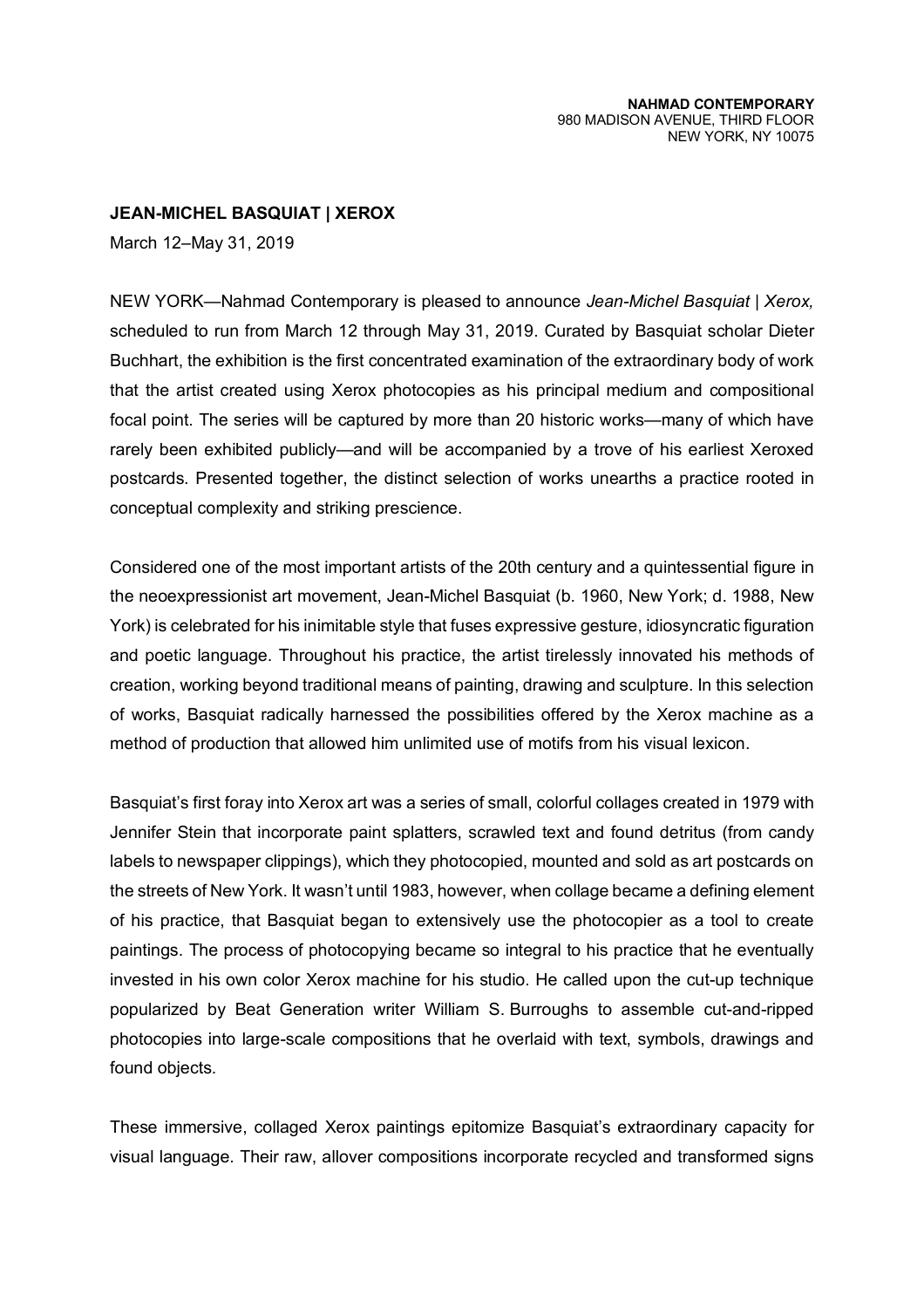**NAHMAD CONTEMPORARY**
980 MADISON AVENUE, THIRD FLOOR
NEW YORK, NY 10075

## JEAN-MICHEL BASQUIAT | XEROX

March 12–May 31, 2019

NEW YORK—Nahmad Contemporary is pleased to announce *Jean-Michel Basquiat | Xerox,* scheduled to run from March 12 through May 31, 2019. Curated by Basquiat scholar Dieter Buchhart, the exhibition is the first concentrated examination of the extraordinary body of work that the artist created using Xerox photocopies as his principal medium and compositional focal point. The series will be captured by more than 20 historic works—many of which have rarely been exhibited publicly—and will be accompanied by a trove of his earliest Xeroxed postcards. Presented together, the distinct selection of works unearths a practice rooted in conceptual complexity and striking prescience.

Considered one of the most important artists of the 20th century and a quintessential figure in the neoexpressionist art movement, Jean-Michel Basquiat (b. 1960, New York; d. 1988, New York) is celebrated for his inimitable style that fuses expressive gesture, idiosyncratic figuration and poetic language. Throughout his practice, the artist tirelessly innovated his methods of creation, working beyond traditional means of painting, drawing and sculpture. In this selection of works, Basquiat radically harnessed the possibilities offered by the Xerox machine as a method of production that allowed him unlimited use of motifs from his visual lexicon.

Basquiat's first foray into Xerox art was a series of small, colorful collages created in 1979 with Jennifer Stein that incorporate paint splatters, scrawled text and found detritus (from candy labels to newspaper clippings), which they photocopied, mounted and sold as art postcards on the streets of New York. It wasn't until 1983, however, when collage became a defining element of his practice, that Basquiat began to extensively use the photocopier as a tool to create paintings. The process of photocopying became so integral to his practice that he eventually invested in his own color Xerox machine for his studio. He called upon the cut-up technique popularized by Beat Generation writer William S. Burroughs to assemble cut-and-ripped photocopies into large-scale compositions that he overlaid with text, symbols, drawings and found objects.

These immersive, collaged Xerox paintings epitomize Basquiat's extraordinary capacity for visual language. Their raw, allover compositions incorporate recycled and transformed signs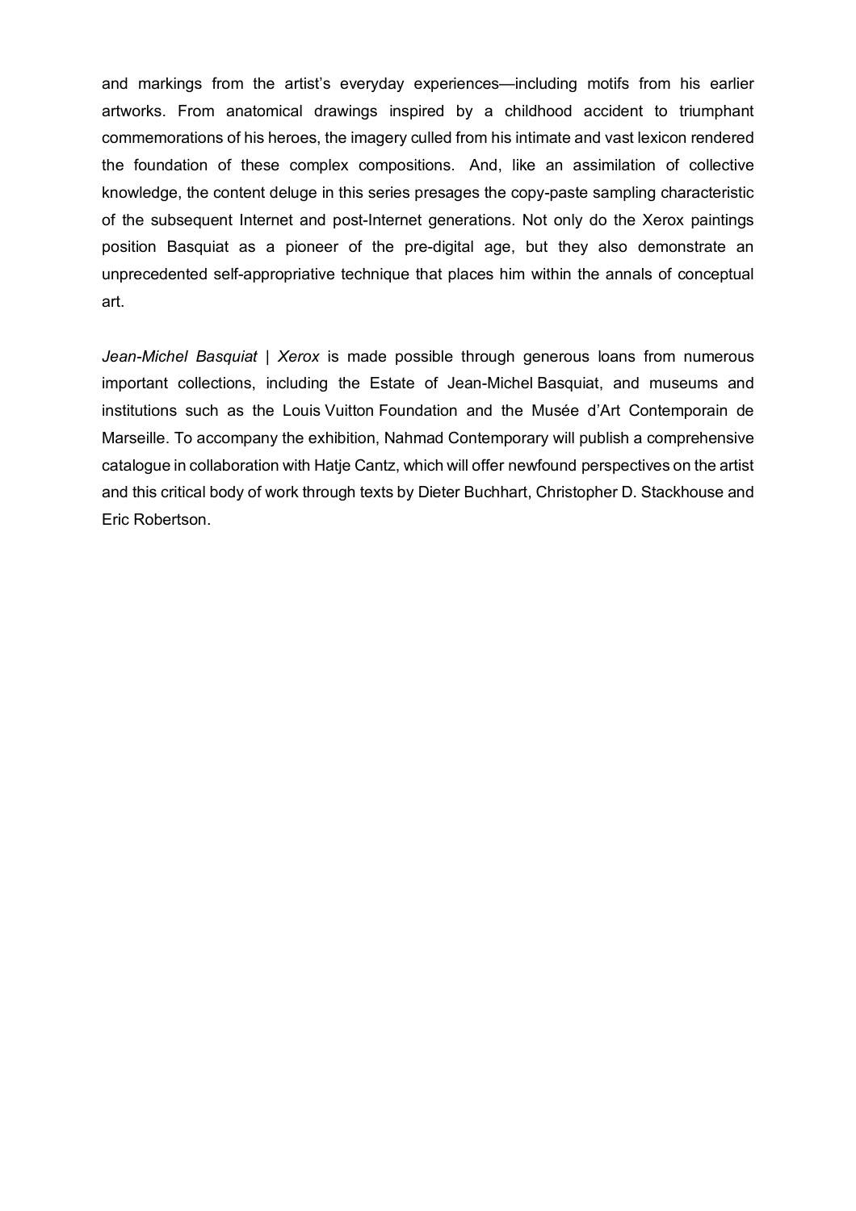and markings from the artist's everyday experiences—including motifs from his earlier artworks. From anatomical drawings inspired by a childhood accident to triumphant commemorations of his heroes, the imagery culled from his intimate and vast lexicon rendered the foundation of these complex compositions. And, like an assimilation of collective knowledge, the content deluge in this series presages the copy-paste sampling characteristic of the subsequent Internet and post-Internet generations. Not only do the Xerox paintings position Basquiat as a pioneer of the pre-digital age, but they also demonstrate an unprecedented self-appropriative technique that places him within the annals of conceptual art.

*Jean-Michel Basquiat | Xerox* is made possible through generous loans from numerous important collections, including the Estate of Jean-Michel Basquiat, and museums and institutions such as the Louis Vuitton Foundation and the Musée d'Art Contemporain de Marseille. To accompany the exhibition, Nahmad Contemporary will publish a comprehensive catalogue in collaboration with Hatje Cantz, which will offer newfound perspectives on the artist and this critical body of work through texts by Dieter Buchhart, Christopher D. Stackhouse and Eric Robertson.